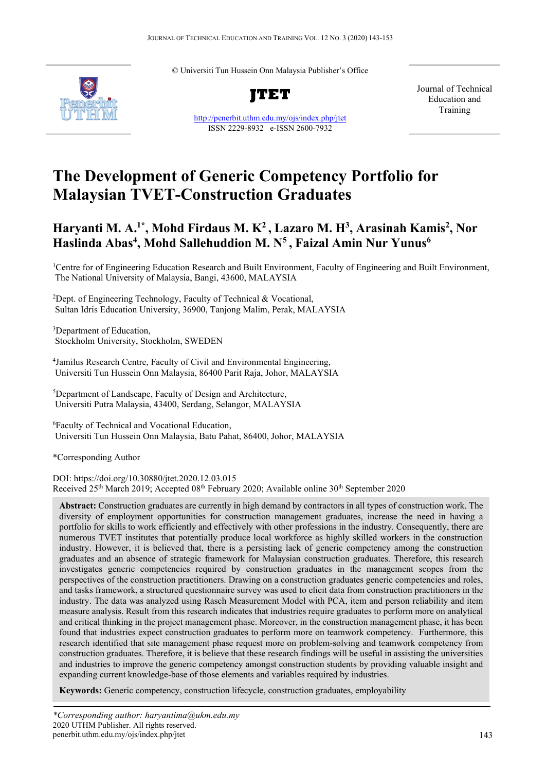© Universiti Tun Hussein Onn Malaysia Publisher's Office

**JTET**

http://penerbit.uthm.edu.my/ojs/index.php/jtet
ISSN 2229-8932 e-ISSN 2600-7932

Journal of Technical Education and Training

# The Development of Generic Competency Portfolio for Malaysian TVET-Construction Graduates

## Haryanti M. A.[1*], Mohd Firdaus M. K[2], Lazaro M. H[3], Arasinah Kamis[2], Nor Haslinda Abas[4], Mohd Sallehuddion M. N[5], Faizal Amin Nur Yunus[6]

[1]Centre for of Engineering Education Research and Built Environment, Faculty of Engineering and Built Environment, The National University of Malaysia, Bangi, 43600, MALAYSIA

[2]Dept. of Engineering Technology, Faculty of Technical & Vocational, Sultan Idris Education University, 36900, Tanjong Malim, Perak, MALAYSIA

[3]Department of Education, Stockholm University, Stockholm, SWEDEN

[4]Jamilus Research Centre, Faculty of Civil and Environmental Engineering, Universiti Tun Hussein Onn Malaysia, 86400 Parit Raja, Johor, MALAYSIA

[5]Department of Landscape, Faculty of Design and Architecture, Universiti Putra Malaysia, 43400, Serdang, Selangor, MALAYSIA

[6]Faculty of Technical and Vocational Education, Universiti Tun Hussein Onn Malaysia, Batu Pahat, 86400, Johor, MALAYSIA

*Corresponding Author

DOI: https://doi.org/10.30880/jtet.2020.12.03.015
Received 25[th] March 2019; Accepted 08[th] February 2020; Available online 30[th] September 2020

**Abstract:** Construction graduates are currently in high demand by contractors in all types of construction work. The diversity of employment opportunities for construction management graduates, increase the need in having a portfolio for skills to work efficiently and effectively with other professions in the industry. Consequently, there are numerous TVET institutes that potentially produce local workforce as highly skilled workers in the construction industry. However, it is believed that, there is a persisting lack of generic competency among the construction graduates and an absence of strategic framework for Malaysian construction graduates. Therefore, this research investigates generic competencies required by construction graduates in the management scopes from the perspectives of the construction practitioners. Drawing on a construction graduates generic competencies and roles, and tasks framework, a structured questionnaire survey was used to elicit data from construction practitioners in the industry. The data was analyzed using Rasch Measurement Model with PCA, item and person reliability and item measure analysis. Result from this research indicates that industries require graduates to perform more on analytical and critical thinking in the project management phase. Moreover, in the construction management phase, it has been found that industries expect construction graduates to perform more on teamwork competency. Furthermore, this research identified that site management phase request more on problem-solving and teamwork competency from construction graduates. Therefore, it is believe that these research findings will be useful in assisting the universities and industries to improve the generic competency amongst construction students by providing valuable insight and expanding current knowledge-base of those elements and variables required by industries.

**Keywords:** Generic competency, construction lifecycle, construction graduates, employability

*\*Corresponding author: haryantima@ukm.edu.my*
2020 UTHM Publisher. All rights reserved.
penerbit.uthm.edu.my/ojs/index.php/jtet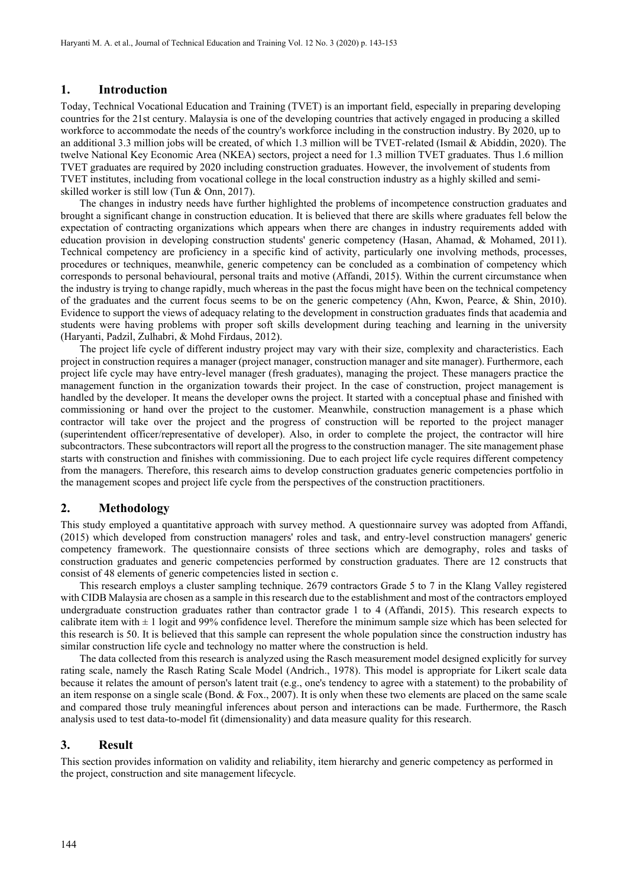## 1. Introduction

Today, Technical Vocational Education and Training (TVET) is an important field, especially in preparing developing countries for the 21st century. Malaysia is one of the developing countries that actively engaged in producing a skilled workforce to accommodate the needs of the country's workforce including in the construction industry. By 2020, up to an additional 3.3 million jobs will be created, of which 1.3 million will be TVET-related (Ismail & Abiddin, 2020). The twelve National Key Economic Area (NKEA) sectors, project a need for 1.3 million TVET graduates. Thus 1.6 million TVET graduates are required by 2020 including construction graduates. However, the involvement of students from TVET institutes, including from vocational college in the local construction industry as a highly skilled and semi-skilled worker is still low (Tun & Onn, 2017).

The changes in industry needs have further highlighted the problems of incompetence construction graduates and brought a significant change in construction education. It is believed that there are skills where graduates fell below the expectation of contracting organizations which appears when there are changes in industry requirements added with education provision in developing construction students' generic competency (Hasan, Ahamad, & Mohamed, 2011). Technical competency are proficiency in a specific kind of activity, particularly one involving methods, processes, procedures or techniques, meanwhile, generic competency can be concluded as a combination of competency which corresponds to personal behavioural, personal traits and motive (Affandi, 2015). Within the current circumstance when the industry is trying to change rapidly, much whereas in the past the focus might have been on the technical competency of the graduates and the current focus seems to be on the generic competency (Ahn, Kwon, Pearce, & Shin, 2010). Evidence to support the views of adequacy relating to the development in construction graduates finds that academia and students were having problems with proper soft skills development during teaching and learning in the university (Haryanti, Padzil, Zulhabri, & Mohd Firdaus, 2012).

The project life cycle of different industry project may vary with their size, complexity and characteristics. Each project in construction requires a manager (project manager, construction manager and site manager). Furthermore, each project life cycle may have entry-level manager (fresh graduates), managing the project. These managers practice the management function in the organization towards their project. In the case of construction, project management is handled by the developer. It means the developer owns the project. It started with a conceptual phase and finished with commissioning or hand over the project to the customer. Meanwhile, construction management is a phase which contractor will take over the project and the progress of construction will be reported to the project manager (superintendent officer/representative of developer). Also, in order to complete the project, the contractor will hire subcontractors. These subcontractors will report all the progress to the construction manager. The site management phase starts with construction and finishes with commissioning. Due to each project life cycle requires different competency from the managers. Therefore, this research aims to develop construction graduates generic competencies portfolio in the management scopes and project life cycle from the perspectives of the construction practitioners.

## 2. Methodology

This study employed a quantitative approach with survey method. A questionnaire survey was adopted from Affandi, (2015) which developed from construction managers' roles and task, and entry-level construction managers' generic competency framework. The questionnaire consists of three sections which are demography, roles and tasks of construction graduates and generic competencies performed by construction graduates. There are 12 constructs that consist of 48 elements of generic competencies listed in section c.

This research employs a cluster sampling technique. 2679 contractors Grade 5 to 7 in the Klang Valley registered with CIDB Malaysia are chosen as a sample in this research due to the establishment and most of the contractors employed undergraduate construction graduates rather than contractor grade 1 to 4 (Affandi, 2015). This research expects to calibrate item with $\pm$ 1 logit and 99% confidence level. Therefore the minimum sample size which has been selected for this research is 50. It is believed that this sample can represent the whole population since the construction industry has similar construction life cycle and technology no matter where the construction is held.

The data collected from this research is analyzed using the Rasch measurement model designed explicitly for survey rating scale, namely the Rasch Rating Scale Model (Andrich., 1978). This model is appropriate for Likert scale data because it relates the amount of person's latent trait (e.g., one's tendency to agree with a statement) to the probability of an item response on a single scale (Bond. & Fox., 2007). It is only when these two elements are placed on the same scale and compared those truly meaningful inferences about person and interactions can be made. Furthermore, the Rasch analysis used to test data-to-model fit (dimensionality) and data measure quality for this research.

## 3. Result

This section provides information on validity and reliability, item hierarchy and generic competency as performed in the project, construction and site management lifecycle.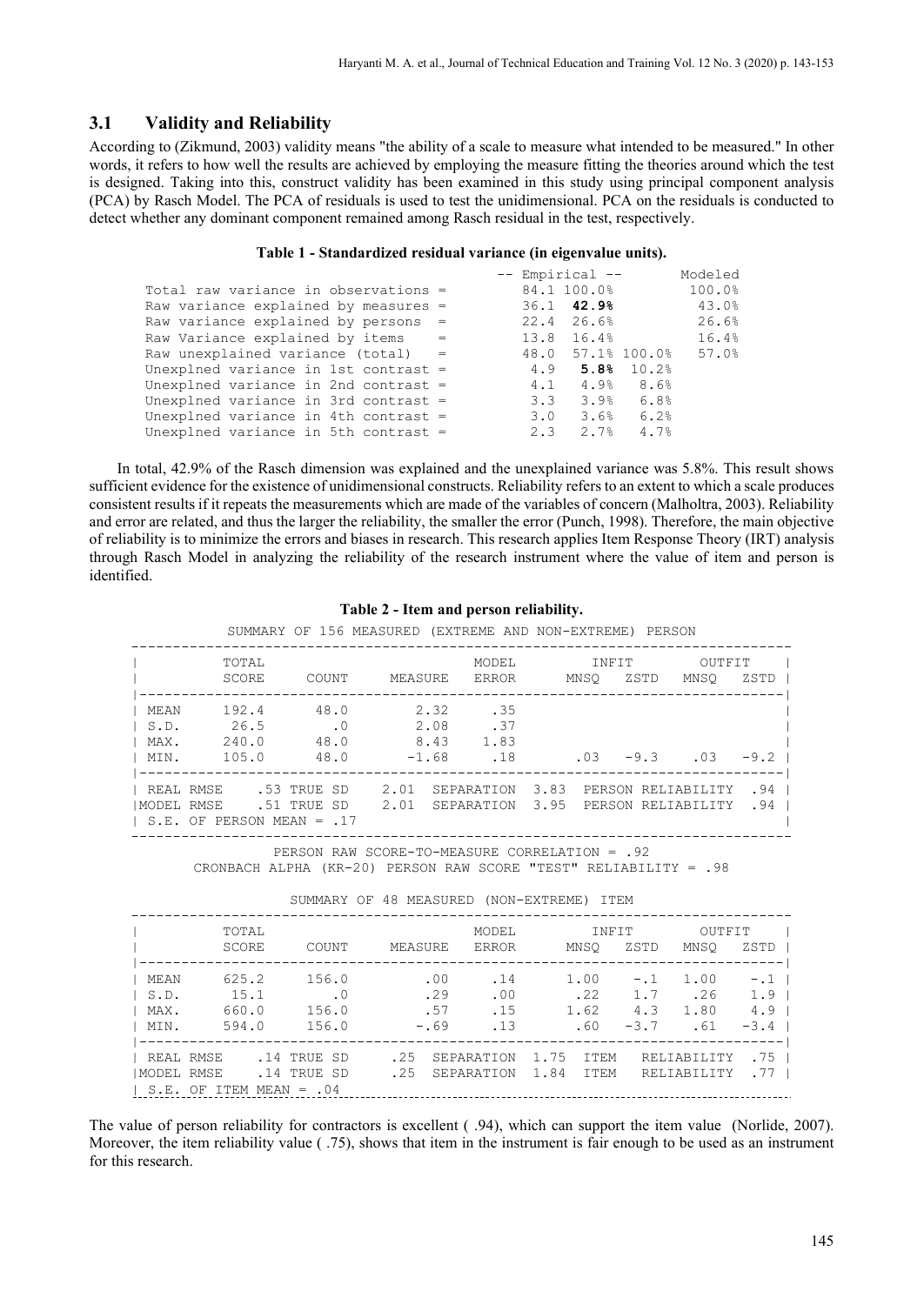## 3.1 Validity and Reliability

According to (Zikmund, 2003) validity means "the ability of a scale to measure what intended to be measured." In other words, it refers to how well the results are achieved by employing the measure fitting the theories around which the test is designed. Taking into this, construct validity has been examined in this study using principal component analysis (PCA) by Rasch Model. The PCA of residuals is used to test the unidimensional. PCA on the residuals is conducted to detect whether any dominant component remained among Rasch residual in the test, respectively.

**Table 1 - Standardized residual variance (in eigenvalue units).**

| | -- Empirical -- | | | Modeled |
|---|---|---|---|---|
| Total raw variance in observations = | 84.1 | 100.0% | | 100.0% |
| Raw variance explained by measures = | 36.1 | **42.9%** | | 43.0% |
| Raw variance explained by persons = | 22.4 | 26.6% | | 26.6% |
| Raw Variance explained by items = | 13.8 | 16.4% | | 16.4% |
| Raw unexplained variance (total) = | 48.0 | 57.1% | 100.0% | 57.0% |
| Unexplned variance in 1st contrast = | 4.9 | **5.8%** | 10.2% | |
| Unexplned variance in 2nd contrast = | 4.1 | 4.9% | 8.6% | |
| Unexplned variance in 3rd contrast = | 3.3 | 3.9% | 6.8% | |
| Unexplned variance in 4th contrast = | 3.0 | 3.6% | 6.2% | |
| Unexplned variance in 5th contrast = | 2.3 | 2.7% | 4.7% | |

In total, 42.9% of the Rasch dimension was explained and the unexplained variance was 5.8%. This result shows sufficient evidence for the existence of unidimensional constructs. Reliability refers to an extent to which a scale produces consistent results if it repeats the measurements which are made of the variables of concern (Malholtra, 2003). Reliability and error are related, and thus the larger the reliability, the smaller the error (Punch, 1998). Therefore, the main objective of reliability is to minimize the errors and biases in research. This research applies Item Response Theory (IRT) analysis through Rasch Model in analyzing the reliability of the research instrument where the value of item and person is identified.

**Table 2 - Item and person reliability.**

SUMMARY OF 156 MEASURED (EXTREME AND NON-EXTREME) PERSON

| | TOTAL SCORE | COUNT | MEASURE | MODEL ERROR | INFIT MNSQ | INFIT ZSTD | OUTFIT MNSQ | OUTFIT ZSTD |
|---|---|---|---|---|---|---|---|---|
| MEAN | 192.4 | 48.0 | 2.32 | .35 | | | | |
| S.D. | 26.5 | .0 | 2.08 | .37 | | | | |
| MAX. | 240.0 | 48.0 | 8.43 | 1.83 | | | | |
| MIN. | 105.0 | 48.0 | -1.68 | .18 | .03 | -9.3 | .03 | -9.2 |

```
REAL RMSE   .53 TRUE SD   2.01  SEPARATION 3.83  PERSON RELIABILITY  .94
MODEL RMSE  .51 TRUE SD   2.01  SEPARATION 3.95  PERSON RELIABILITY  .94
S.E. OF PERSON MEAN = .17
```

PERSON RAW SCORE-TO-MEASURE CORRELATION = .92

CRONBACH ALPHA (KR-20) PERSON RAW SCORE "TEST" RELIABILITY = .98

SUMMARY OF 48 MEASURED (NON-EXTREME) ITEM

| | TOTAL SCORE | COUNT | MEASURE | MODEL ERROR | INFIT MNSQ | INFIT ZSTD | OUTFIT MNSQ | OUTFIT ZSTD |
|---|---|---|---|---|---|---|---|---|
| MEAN | 625.2 | 156.0 | .00 | .14 | 1.00 | -.1 | 1.00 | -.1 |
| S.D. | 15.1 | .0 | .29 | .00 | .22 | 1.7 | .26 | 1.9 |
| MAX. | 660.0 | 156.0 | .57 | .15 | 1.62 | 4.3 | 1.80 | 4.9 |
| MIN. | 594.0 | 156.0 | -.69 | .13 | .60 | -3.7 | .61 | -3.4 |

```
REAL RMSE   .14 TRUE SD   .25  SEPARATION 1.75  ITEM  RELIABILITY  .75
MODEL RMSE  .14 TRUE SD   .25  SEPARATION 1.84  ITEM  RELIABILITY  .77
S.E. OF ITEM MEAN = .04
```

The value of person reliability for contractors is excellent ( .94), which can support the item value (Norlide, 2007). Moreover, the item reliability value ( .75), shows that item in the instrument is fair enough to be used as an instrument for this research.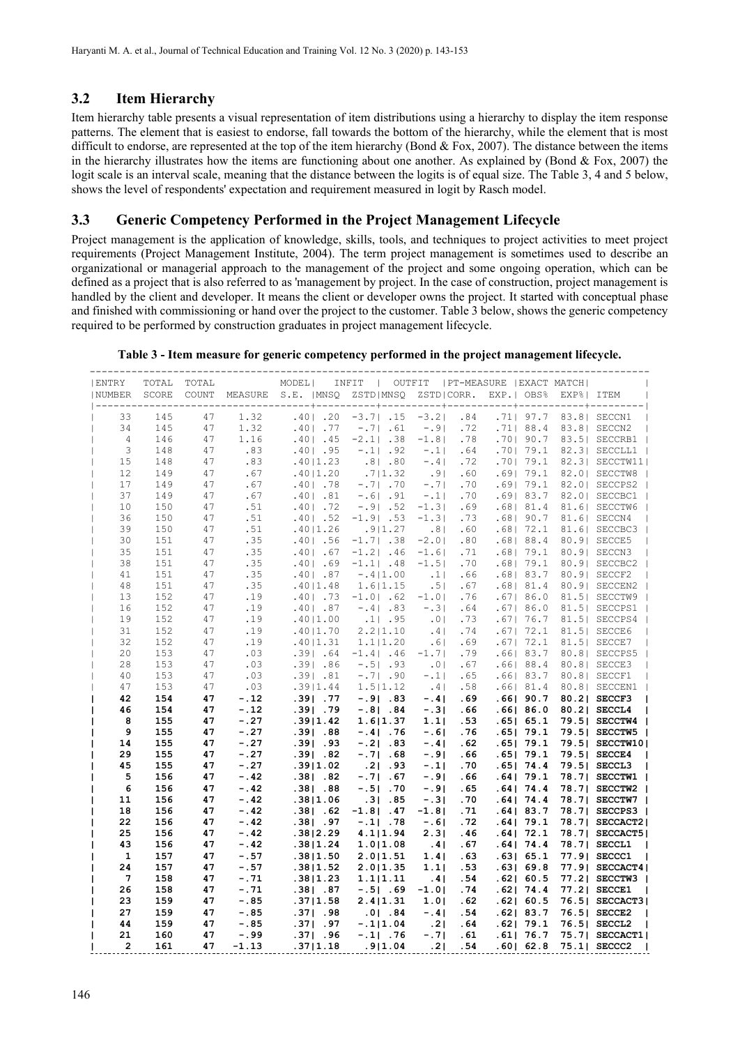## 3.2 Item Hierarchy

Item hierarchy table presents a visual representation of item distributions using a hierarchy to display the item response patterns. The element that is easiest to endorse, fall towards the bottom of the hierarchy, while the element that is most difficult to endorse, are represented at the top of the item hierarchy (Bond & Fox, 2007). The distance between the items in the hierarchy illustrates how the items are functioning about one another. As explained by (Bond & Fox, 2007) the logit scale is an interval scale, meaning that the distance between the logits is of equal size. The Table 3, 4 and 5 below, shows the level of respondents' expectation and requirement measured in logit by Rasch model.

## 3.3 Generic Competency Performed in the Project Management Lifecycle

Project management is the application of knowledge, skills, tools, and techniques to project activities to meet project requirements (Project Management Institute, 2004). The term project management is sometimes used to describe an organizational or managerial approach to the management of the project and some ongoing operation, which can be defined as a project that is also referred to as 'management by project. In the case of construction, project management is handled by the client and developer. It means the client or developer owns the project. It started with conceptual phase and finished with commissioning or hand over the project to the customer. Table 3 below, shows the generic competency required to be performed by construction graduates in project management lifecycle.

**Table 3 - Item measure for generic competency performed in the project management lifecycle.**

| ENTRY NUMBER | TOTAL SCORE | TOTAL COUNT | MEASURE | MODEL S.E. | INFIT MNSQ | INFIT ZSTD | OUTFIT MNSQ | OUTFIT ZSTD | PT-MEASURE CORR. | PT-MEASURE EXP. | EXACT MATCH OBS% | EXACT MATCH EXP% | ITEM |
|---|---|---|---|---|---|---|---|---|---|---|---|---|---|
| 33 | 145 | 47 | 1.32 | .40 | .20 | -3.7 | .15 | -3.2 | .84 | .71 | 97.7 | 83.8 | SECCN1 |
| 34 | 145 | 47 | 1.32 | .40 | .77 | -.7 | .61 | -.9 | .72 | .71 | 88.4 | 83.8 | SECCN2 |
| 4 | 146 | 47 | 1.16 | .40 | .45 | -2.1 | .38 | -1.8 | .78 | .70 | 90.7 | 83.5 | SECCRB1 |
| 3 | 148 | 47 | .83 | .40 | .95 | -.1 | .92 | -.1 | .64 | .70 | 79.1 | 82.3 | SECCLL1 |
| 15 | 148 | 47 | .83 | .40 | 1.23 | .8 | .80 | -.4 | .72 | .70 | 79.1 | 82.3 | SECCTW11 |
| 12 | 149 | 47 | .67 | .40 | 1.20 | .7 | 1.32 | .9 | .60 | .69 | 79.1 | 82.0 | SECCTW8 |
| 17 | 149 | 47 | .67 | .40 | .78 | -.7 | .70 | -.7 | .70 | .69 | 79.1 | 82.0 | SECCPS2 |
| 37 | 149 | 47 | .67 | .40 | .81 | -.6 | .91 | -.1 | .70 | .69 | 83.7 | 82.0 | SECCBC1 |
| 10 | 150 | 47 | .51 | .40 | .72 | -.9 | .52 | -1.3 | .69 | .68 | 81.4 | 81.6 | SECCTW6 |
| 36 | 150 | 47 | .51 | .40 | .52 | -1.9 | .53 | -1.3 | .73 | .68 | 90.7 | 81.6 | SECCN4 |
| 39 | 150 | 47 | .51 | .40 | 1.26 | .9 | 1.27 | .8 | .60 | .68 | 72.1 | 81.6 | SECCBC3 |
| 30 | 151 | 47 | .35 | .40 | .56 | -1.7 | .38 | -2.0 | .80 | .68 | 88.4 | 80.9 | SECCE5 |
| 35 | 151 | 47 | .35 | .40 | .67 | -1.2 | .46 | -1.6 | .71 | .68 | 79.1 | 80.9 | SECCN3 |
| 38 | 151 | 47 | .35 | .40 | .69 | -1.1 | .48 | -1.5 | .70 | .68 | 79.1 | 80.9 | SECCBC2 |
| 41 | 151 | 47 | .35 | .40 | .87 | -.4 | 1.00 | .1 | .66 | .68 | 83.7 | 80.9 | SECCF2 |
| 48 | 151 | 47 | .35 | .40 | 1.48 | 1.6 | 1.15 | .5 | .67 | .68 | 81.4 | 80.9 | SECCEN2 |
| 13 | 152 | 47 | .19 | .40 | .73 | -1.0 | .62 | -1.0 | .76 | .67 | 86.0 | 81.5 | SECCTW9 |
| 16 | 152 | 47 | .19 | .40 | .87 | -.4 | .83 | -.3 | .64 | .67 | 86.0 | 81.5 | SECCPS1 |
| 19 | 152 | 47 | .19 | .40 | 1.00 | .1 | .95 | .0 | .73 | .67 | 76.7 | 81.5 | SECCPS4 |
| 31 | 152 | 47 | .19 | .40 | 1.70 | 2.2 | 1.10 | .4 | .74 | .67 | 72.1 | 81.5 | SECCE6 |
| 32 | 152 | 47 | .19 | .40 | 1.31 | 1.1 | 1.20 | .6 | .69 | .67 | 72.1 | 81.5 | SECCE7 |
| 20 | 153 | 47 | .03 | .39 | .64 | -1.4 | .46 | -1.7 | .79 | .66 | 83.7 | 80.8 | SECCPS5 |
| 28 | 153 | 47 | .03 | .39 | .86 | -.5 | .93 | .0 | .67 | .66 | 88.4 | 80.8 | SECCE3 |
| 40 | 153 | 47 | .03 | .39 | .81 | -.7 | .90 | -.1 | .65 | .66 | 83.7 | 80.8 | SECCF1 |
| 47 | 153 | 47 | .03 | .39 | 1.44 | 1.5 | 1.12 | .4 | .58 | .66 | 81.4 | 80.8 | SECCEN1 |
| **42** | **154** | **47** | **-.12** | **.39** | **.77** | **-.9** | **.83** | **-.4** | **.69** | **.66** | **90.7** | **80.2** | **SECCF3** |
| **46** | **154** | **47** | **-.12** | **.39** | **.79** | **-.8** | **.84** | **-.3** | **.66** | **.66** | **86.0** | **80.2** | **SECCL4** |
| **8** | **155** | **47** | **-.27** | **.39** | **1.42** | **1.6** | **1.37** | **1.1** | **.53** | **.65** | **65.1** | **79.5** | **SECCTW4** |
| **9** | **155** | **47** | **-.27** | **.39** | **.88** | **-.4** | **.76** | **-.6** | **.76** | **.65** | **79.1** | **79.5** | **SECCTW5** |
| **14** | **155** | **47** | **-.27** | **.39** | **.93** | **-.2** | **.83** | **-.4** | **.62** | **.65** | **79.1** | **79.5** | **SECCTW10** |
| **29** | **155** | **47** | **-.27** | **.39** | **.82** | **-.7** | **.68** | **-.9** | **.66** | **.65** | **79.1** | **79.5** | **SECCE4** |
| **45** | **155** | **47** | **-.27** | **.39** | **1.02** | **.2** | **.93** | **-.1** | **.70** | **.65** | **74.4** | **79.5** | **SECCL3** |
| **5** | **156** | **47** | **-.42** | **.38** | **.82** | **-.7** | **.67** | **-.9** | **.66** | **.64** | **79.1** | **78.7** | **SECCTW1** |
| **6** | **156** | **47** | **-.42** | **.38** | **.88** | **-.5** | **.70** | **-.9** | **.65** | **.64** | **74.4** | **78.7** | **SECCTW2** |
| **11** | **156** | **47** | **-.42** | **.38** | **1.06** | **.3** | **.85** | **-.3** | **.70** | **.64** | **74.4** | **78.7** | **SECCTW7** |
| **18** | **156** | **47** | **-.42** | **.38** | **.62** | **-1.8** | **.47** | **-1.8** | **.71** | **.64** | **83.7** | **78.7** | **SECCPS3** |
| **22** | **156** | **47** | **-.42** | **.38** | **.97** | **-.1** | **.78** | **-.6** | **.72** | **.64** | **79.1** | **78.7** | **SECCACT2** |
| **25** | **156** | **47** | **-.42** | **.38** | **2.29** | **4.1** | **1.94** | **2.3** | **.46** | **.64** | **72.1** | **78.7** | **SECCACT5** |
| **43** | **156** | **47** | **-.42** | **.38** | **1.24** | **1.0** | **1.08** | **.4** | **.67** | **.64** | **74.4** | **78.7** | **SECCL1** |
| **1** | **157** | **47** | **-.57** | **.38** | **1.50** | **2.0** | **1.51** | **1.4** | **.63** | **.63** | **65.1** | **77.9** | **SECCC1** |
| **24** | **157** | **47** | **-.57** | **.38** | **1.52** | **2.0** | **1.35** | **1.1** | **.53** | **.63** | **69.8** | **77.9** | **SECCACT4** |
| **7** | **158** | **47** | **-.71** | **.38** | **1.23** | **1.1** | **1.11** | **.4** | **.54** | **.62** | **60.5** | **77.2** | **SECCTW3** |
| **26** | **158** | **47** | **-.71** | **.38** | **.87** | **-.5** | **.69** | **-1.0** | **.74** | **.62** | **74.4** | **77.2** | **SECCE1** |
| **23** | **159** | **47** | **-.85** | **.37** | **1.58** | **2.4** | **1.31** | **1.0** | **.62** | **.62** | **60.5** | **76.5** | **SECCACT3** |
| **27** | **159** | **47** | **-.85** | **.37** | **.98** | **.0** | **.84** | **-.4** | **.54** | **.62** | **83.7** | **76.5** | **SECCE2** |
| **44** | **159** | **47** | **-.85** | **.37** | **.97** | **-.1** | **1.04** | **.2** | **.64** | **.62** | **79.1** | **76.5** | **SECCL2** |
| **21** | **160** | **47** | **-.99** | **.37** | **.96** | **-.1** | **.76** | **-.7** | **.61** | **.61** | **76.7** | **75.7** | **SECCACT1** |
| **2** | **161** | **47** | **-1.13** | **.37** | **1.18** | **.9** | **1.04** | **.2** | **.54** | **.60** | **62.8** | **75.1** | **SECCC2** |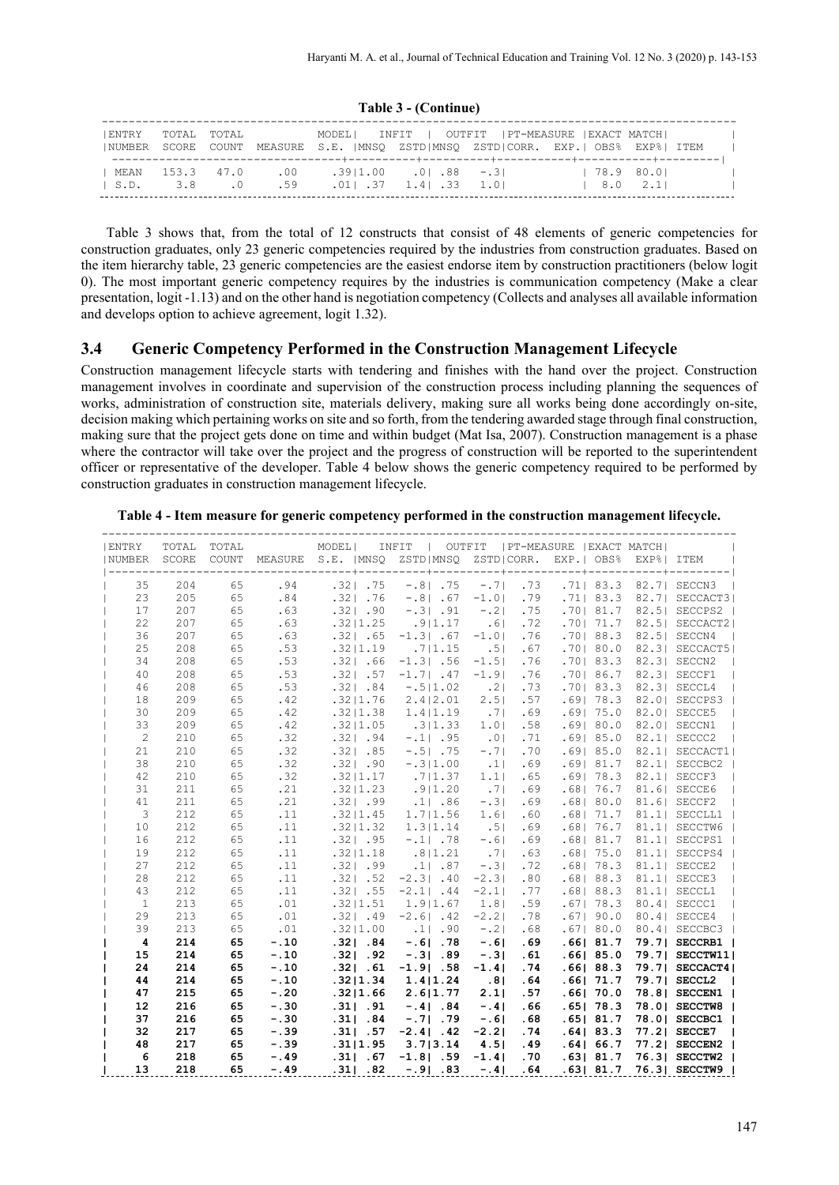**Table 3 - (Continue)**

| ENTRY NUMBER | TOTAL SCORE | TOTAL COUNT | MEASURE | MODEL S.E. | INFIT MNSQ | INFIT ZSTD | OUTFIT MNSQ | OUTFIT ZSTD | PT-MEASURE CORR. | PT-MEASURE EXP. | EXACT MATCH OBS% | EXACT MATCH EXP% | ITEM |
|---|---|---|---|---|---|---|---|---|---|---|---|---|---|
| MEAN | 153.3 | 47.0 | .00 | .39 | 1.00 | .0 | .88 | -.3 | | | 78.9 | 80.0 | |
| S.D. | 3.8 | .0 | .59 | .01 | .37 | 1.4 | .33 | 1.0 | | | 8.0 | 2.1 | |

Table 3 shows that, from the total of 12 constructs that consist of 48 elements of generic competencies for construction graduates, only 23 generic competencies required by the industries from construction graduates. Based on the item hierarchy table, 23 generic competencies are the easiest endorse item by construction practitioners (below logit 0). The most important generic competency requires by the industries is communication competency (Make a clear presentation, logit -1.13) and on the other hand is negotiation competency (Collects and analyses all available information and develops option to achieve agreement, logit 1.32).

## 3.4 Generic Competency Performed in the Construction Management Lifecycle

Construction management lifecycle starts with tendering and finishes with the hand over the project. Construction management involves in coordinate and supervision of the construction process including planning the sequences of works, administration of construction site, materials delivery, making sure all works being done accordingly on-site, decision making which pertaining works on site and so forth, from the tendering awarded stage through final construction, making sure that the project gets done on time and within budget (Mat Isa, 2007). Construction management is a phase where the contractor will take over the project and the progress of construction will be reported to the superintendent officer or representative of the developer. Table 4 below shows the generic competency required to be performed by construction graduates in construction management lifecycle.

**Table 4 - Item measure for generic competency performed in the construction management lifecycle.**

| ENTRY NUMBER | TOTAL SCORE | TOTAL COUNT | MEASURE | MODEL S.E. | INFIT MNSQ | INFIT ZSTD | OUTFIT MNSQ | OUTFIT ZSTD | PT-MEASURE CORR. | PT-MEASURE EXP. | EXACT MATCH OBS% | EXACT MATCH EXP% | ITEM |
|---|---|---|---|---|---|---|---|---|---|---|---|---|---|
| 35 | 204 | 65 | .94 | .32 | .75 | -.8 | .75 | -.7 | .73 | .71 | 83.3 | 82.7 | SECCN3 |
| 23 | 205 | 65 | .84 | .32 | .76 | -.8 | .67 | -1.0 | .79 | .71 | 83.3 | 82.7 | SECCACT3 |
| 17 | 207 | 65 | .63 | .32 | .90 | -.3 | .91 | -.2 | .75 | .70 | 81.7 | 82.5 | SECCPS2 |
| 22 | 207 | 65 | .63 | .32 | 1.25 | .9 | 1.17 | .6 | .72 | .70 | 71.7 | 82.5 | SECCACT2 |
| 36 | 207 | 65 | .63 | .32 | .65 | -1.3 | .67 | -1.0 | .76 | .70 | 88.3 | 82.5 | SECCN4 |
| 25 | 208 | 65 | .53 | .32 | 1.19 | .7 | 1.15 | .5 | .67 | .70 | 80.0 | 82.3 | SECCACT5 |
| 34 | 208 | 65 | .53 | .32 | .66 | -1.3 | .56 | -1.5 | .76 | .70 | 83.3 | 82.3 | SECCN2 |
| 40 | 208 | 65 | .53 | .32 | .57 | -1.7 | .47 | -1.9 | .76 | .70 | 86.7 | 82.3 | SECCF1 |
| 46 | 208 | 65 | .53 | .32 | .84 | -.5 | 1.02 | .2 | .73 | .70 | 83.3 | 82.3 | SECCCL4 |
| 18 | 209 | 65 | .42 | .32 | 1.76 | 2.4 | 2.01 | 2.5 | .57 | .69 | 78.3 | 82.0 | SECCPS3 |
| 30 | 209 | 65 | .42 | .32 | 1.38 | 1.4 | 1.19 | .7 | .69 | .69 | 75.0 | 82.0 | SECCE5 |
| 33 | 209 | 65 | .42 | .32 | 1.05 | .3 | 1.33 | 1.0 | .58 | .69 | 80.0 | 82.0 | SECCN1 |
| 2 | 210 | 65 | .32 | .32 | .94 | -.1 | .95 | .0 | .71 | .69 | 85.0 | 82.1 | SECCC2 |
| 21 | 210 | 65 | .32 | .32 | .85 | -.5 | .75 | -.7 | .70 | .69 | 85.0 | 82.1 | SECCACT1 |
| 38 | 210 | 65 | .32 | .32 | .90 | -.3 | 1.00 | .1 | .69 | .69 | 81.7 | 82.1 | SECCBC2 |
| 42 | 210 | 65 | .32 | .32 | 1.17 | .7 | 1.37 | 1.1 | .65 | .69 | 78.3 | 82.1 | SECCF3 |
| 31 | 211 | 65 | .21 | .32 | 1.23 | .9 | 1.20 | .7 | .69 | .68 | 76.7 | 81.6 | SECCE6 |
| 41 | 211 | 65 | .21 | .32 | .99 | .1 | .86 | -.3 | .69 | .68 | 80.0 | 81.6 | SECCF2 |
| 3 | 212 | 65 | .11 | .32 | 1.45 | 1.7 | 1.56 | 1.6 | .60 | .68 | 71.7 | 81.1 | SECCLL1 |
| 10 | 212 | 65 | .11 | .32 | 1.32 | 1.3 | 1.14 | .5 | .69 | .68 | 76.7 | 81.1 | SECCTW6 |
| 16 | 212 | 65 | .11 | .32 | .95 | -.1 | .78 | -.6 | .69 | .68 | 81.7 | 81.1 | SECCPS1 |
| 19 | 212 | 65 | .11 | .32 | 1.18 | .8 | 1.21 | .7 | .63 | .68 | 75.0 | 81.1 | SECCPS4 |
| 27 | 212 | 65 | .11 | .32 | .99 | .1 | .87 | -.3 | .72 | .68 | 78.3 | 81.1 | SECCE2 |
| 28 | 212 | 65 | .11 | .32 | .52 | -2.3 | .40 | -2.3 | .80 | .68 | 88.3 | 81.1 | SECCE3 |
| 43 | 212 | 65 | .11 | .32 | .55 | -2.1 | .44 | -2.1 | .77 | .68 | 88.3 | 81.1 | SECCL1 |
| 1 | 213 | 65 | .01 | .32 | 1.51 | 1.9 | 1.67 | 1.8 | .59 | .67 | 78.3 | 80.4 | SECCC1 |
| 29 | 213 | 65 | .01 | .32 | .49 | -2.6 | .42 | -2.2 | .78 | .67 | 90.0 | 80.4 | SECCE4 |
| 39 | 213 | 65 | .01 | .32 | 1.00 | .1 | .90 | -.2 | .68 | .67 | 80.0 | 80.4 | SECCBC3 |
| **4** | **214** | **65** | **-.10** | **.32** | **.84** | **-.6** | **.78** | **-.6** | **.69** | **.66** | **81.7** | **79.7** | **SECCRB1** |
| **15** | **214** | **65** | **-.10** | **.32** | **.92** | **-.3** | **.89** | **-.3** | **.61** | **.66** | **85.0** | **79.7** | **SECCTW11** |
| **24** | **214** | **65** | **-.10** | **.32** | **.61** | **-1.9** | **.58** | **-1.4** | **.74** | **.66** | **88.3** | **79.7** | **SECCACT4** |
| **44** | **214** | **65** | **-.10** | **.32** | **1.34** | **1.4** | **1.24** | **.8** | **.64** | **.66** | **71.7** | **79.7** | **SECCL2** |
| **47** | **215** | **65** | **-.20** | **.32** | **1.66** | **2.6** | **1.77** | **2.1** | **.57** | **.66** | **70.0** | **78.8** | **SECCEN1** |
| **12** | **216** | **65** | **-.30** | **.31** | **.91** | **-.4** | **.84** | **-.4** | **.66** | **.65** | **78.3** | **78.0** | **SECCTW8** |
| **37** | **216** | **65** | **-.30** | **.31** | **.84** | **-.7** | **.79** | **-.6** | **.68** | **.65** | **81.7** | **78.0** | **SECCBC1** |
| **32** | **217** | **65** | **-.39** | **.31** | **.57** | **-2.4** | **.42** | **-2.2** | **.74** | **.64** | **83.3** | **77.2** | **SECCE7** |
| **48** | **217** | **65** | **-.39** | **.31** | **1.95** | **3.7** | **3.14** | **4.5** | **.49** | **.64** | **66.7** | **77.2** | **SECCEN2** |
| **6** | **218** | **65** | **-.49** | **.31** | **.67** | **-1.8** | **.59** | **-1.4** | **.70** | **.63** | **81.7** | **76.3** | **SECCTW2** |
| **13** | **218** | **65** | **-.49** | **.31** | **.82** | **-.9** | **.83** | **-.4** | **.64** | **.63** | **81.7** | **76.3** | **SECCTW9** |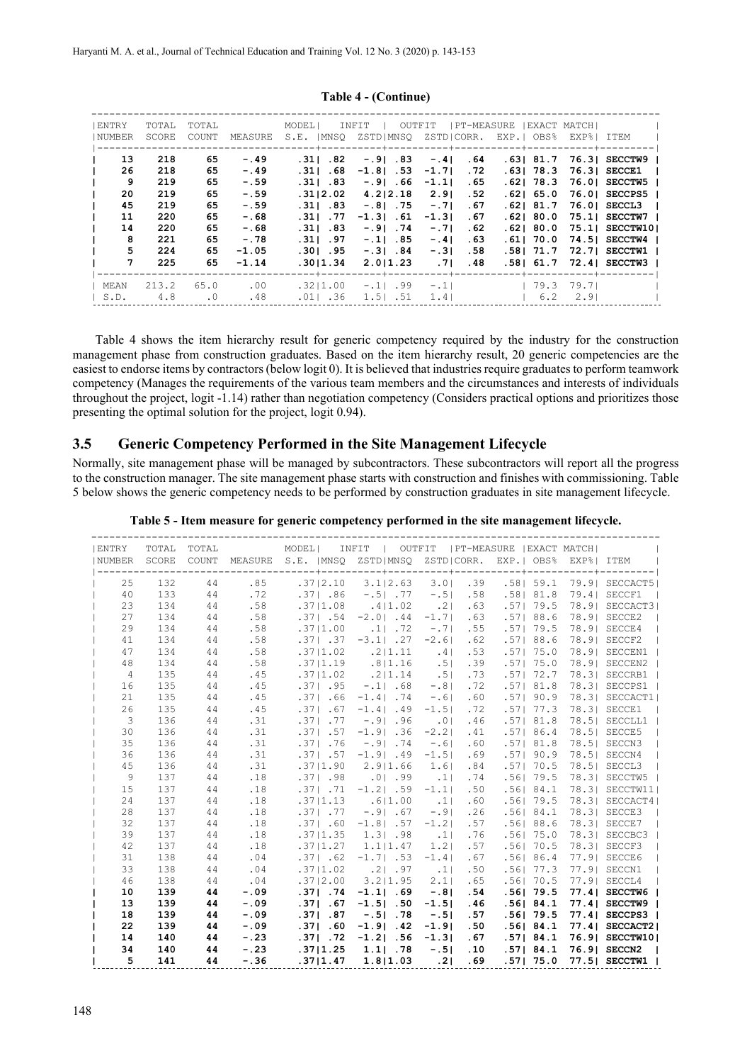**Table 4 - (Continue)**

| ENTRY NUMBER | TOTAL SCORE | TOTAL COUNT | MEASURE | MODEL S.E. | INFIT MNSQ | INFIT ZSTD | OUTFIT MNSQ | OUTFIT ZSTD | PT-MEASURE CORR. | PT-MEASURE EXP. | EXACT MATCH OBS% | EXACT MATCH EXP% | ITEM |
|---|---|---|---|---|---|---|---|---|---|---|---|---|---|
| **13** | **218** | **65** | **-.49** | **.31** | **.82** | **-.9** | **.83** | **-.4** | **.64** | **.63** | **81.7** | **76.3** | **SECCTW9** |
| **26** | **218** | **65** | **-.49** | **.31** | **.68** | **-1.8** | **.53** | **-1.7** | **.72** | **.63** | **78.3** | **76.3** | **SECCE1** |
| **9** | **219** | **65** | **-.59** | **.31** | **.83** | **-.9** | **.66** | **-1.1** | **.65** | **.62** | **78.3** | **76.0** | **SECCTW5** |
| **20** | **219** | **65** | **-.59** | **.31** | **2.02** | **4.2** | **2.18** | **2.9** | **.52** | **.62** | **65.0** | **76.0** | **SECCPS5** |
| **45** | **219** | **65** | **-.59** | **.31** | **.83** | **-.8** | **.75** | **-.7** | **.67** | **.62** | **81.7** | **76.0** | **SECCL3** |
| **11** | **220** | **65** | **-.68** | **.31** | **.77** | **-1.3** | **.61** | **-1.3** | **.67** | **.62** | **80.0** | **75.1** | **SECCTW7** |
| **14** | **220** | **65** | **-.68** | **.31** | **.83** | **-.9** | **.74** | **-.7** | **.62** | **.62** | **80.0** | **75.1** | **SECCTW10** |
| **8** | **221** | **65** | **-.78** | **.31** | **.97** | **-.1** | **.85** | **-.4** | **.63** | **.61** | **70.0** | **74.5** | **SECCTW4** |
| **5** | **224** | **65** | **-1.05** | **.30** | **.95** | **-.3** | **.84** | **-.3** | **.58** | **.58** | **71.7** | **72.7** | **SECCTW1** |
| **7** | **225** | **65** | **-1.14** | **.30** | **1.34** | **2.0** | **1.23** | **.7** | **.48** | **.58** | **61.7** | **72.4** | **SECCTW3** |
| MEAN | 213.2 | 65.0 | .00 | .32 | 1.00 | -.1 | .99 | -.1 | | | 79.3 | 79.7 | |
| S.D. | 4.8 | .0 | .48 | .01 | .36 | 1.5 | .51 | 1.4 | | | 6.2 | 2.9 | |

Table 4 shows the item hierarchy result for generic competency required by the industry for the construction management phase from construction graduates. Based on the item hierarchy result, 20 generic competencies are the easiest to endorse items by contractors (below logit 0). It is believed that industries require graduates to perform teamwork competency (Manages the requirements of the various team members and the circumstances and interests of individuals throughout the project, logit -1.14) rather than negotiation competency (Considers practical options and prioritizes those presenting the optimal solution for the project, logit 0.94).

## 3.5 Generic Competency Performed in the Site Management Lifecycle

Normally, site management phase will be managed by subcontractors. These subcontractors will report all the progress to the construction manager. The site management phase starts with construction and finishes with commissioning. Table 5 below shows the generic competency needs to be performed by construction graduates in site management lifecycle.

**Table 5 - Item measure for generic competency performed in the site management lifecycle.**

| ENTRY NUMBER | TOTAL SCORE | TOTAL COUNT | MEASURE | MODEL S.E. | INFIT MNSQ | INFIT ZSTD | OUTFIT MNSQ | OUTFIT ZSTD | PT-MEASURE CORR. | PT-MEASURE EXP. | EXACT MATCH OBS% | EXACT MATCH EXP% | ITEM |
|---|---|---|---|---|---|---|---|---|---|---|---|---|---|
| 25 | 132 | 44 | .85 | .37 | 2.10 | 3.1 | 2.63 | 3.0 | .39 | .58 | 59.1 | 79.9 | SECCACT5 |
| 40 | 133 | 44 | .72 | .37 | .86 | -.5 | .77 | -.5 | .58 | .58 | 81.8 | 79.4 | SECCF1 |
| 23 | 134 | 44 | .58 | .37 | 1.08 | .4 | 1.02 | .2 | .63 | .57 | 79.5 | 78.9 | SECCACT3 |
| 27 | 134 | 44 | .58 | .37 | .54 | -2.0 | .44 | -1.7 | .63 | .57 | 88.6 | 78.9 | SECCE2 |
| 29 | 134 | 44 | .58 | .37 | 1.00 | .1 | .72 | -.7 | .55 | .57 | 79.5 | 78.9 | SECCE4 |
| 41 | 134 | 44 | .58 | .37 | .37 | -3.1 | .27 | -2.6 | .62 | .57 | 88.6 | 78.9 | SECCF2 |
| 47 | 134 | 44 | .58 | .37 | 1.02 | .2 | 1.11 | .4 | .53 | .57 | 75.0 | 78.9 | SECCEN1 |
| 48 | 134 | 44 | .58 | .37 | 1.19 | .8 | 1.16 | .5 | .39 | .57 | 75.0 | 78.9 | SECCEN2 |
| 4 | 135 | 44 | .45 | .37 | 1.02 | .2 | 1.14 | .5 | .73 | .57 | 72.7 | 78.3 | SECCRB1 |
| 16 | 135 | 44 | .45 | .37 | .95 | -.1 | .68 | -.8 | .72 | .57 | 81.8 | 78.3 | SECCPS1 |
| 21 | 135 | 44 | .45 | .37 | .66 | -1.4 | .74 | -.6 | .60 | .57 | 90.9 | 78.3 | SECCACT1 |
| 26 | 135 | 44 | .45 | .37 | .67 | -1.4 | .49 | -1.5 | .72 | .57 | 77.3 | 78.3 | SECCE1 |
| 3 | 136 | 44 | .31 | .37 | .77 | -.9 | .96 | .0 | .46 | .57 | 81.8 | 78.5 | SECCLL1 |
| 30 | 136 | 44 | .31 | .37 | .57 | -1.9 | .36 | -2.2 | .41 | .57 | 86.4 | 78.5 | SECCE5 |
| 35 | 136 | 44 | .31 | .37 | .76 | -.9 | .74 | -.6 | .60 | .57 | 81.8 | 78.5 | SECCN3 |
| 36 | 136 | 44 | .31 | .37 | .57 | -1.9 | .49 | -1.5 | .69 | .57 | 90.9 | 78.5 | SECCN4 |
| 45 | 136 | 44 | .31 | .37 | 1.90 | 2.9 | 1.66 | 1.6 | .84 | .57 | 70.5 | 78.5 | SECCL3 |
| 9 | 137 | 44 | .18 | .37 | .98 | .0 | .99 | .1 | .74 | .56 | 79.5 | 78.3 | SECCTW5 |
| 15 | 137 | 44 | .18 | .37 | .71 | -1.2 | .59 | -1.1 | .50 | .56 | 84.1 | 78.3 | SECCTW11 |
| 24 | 137 | 44 | .18 | .37 | 1.13 | .6 | 1.00 | .1 | .60 | .56 | 79.5 | 78.3 | SECCACT4 |
| 28 | 137 | 44 | .18 | .37 | .77 | -.9 | .67 | -.9 | .26 | .56 | 84.1 | 78.3 | SECCE3 |
| 32 | 137 | 44 | .18 | .37 | .60 | -1.8 | .57 | -1.2 | .57 | .56 | 88.6 | 78.3 | SECCE7 |
| 39 | 137 | 44 | .18 | .37 | 1.35 | 1.3 | .98 | .1 | .76 | .56 | 75.0 | 78.3 | SECCBC3 |
| 42 | 137 | 44 | .18 | .37 | 1.27 | 1.1 | 1.47 | 1.2 | .57 | .56 | 70.5 | 78.3 | SECCF3 |
| 31 | 138 | 44 | .04 | .37 | .62 | -1.7 | .53 | -1.4 | .67 | .56 | 86.4 | 77.9 | SECCE6 |
| 33 | 138 | 44 | .04 | .37 | 1.02 | .2 | .97 | .1 | .50 | .56 | 77.3 | 77.9 | SECCN1 |
| 46 | 138 | 44 | .04 | .37 | 2.00 | 3.2 | 1.95 | 2.1 | .65 | .56 | 70.5 | 77.9 | SECCL4 |
| **10** | **139** | **44** | **-.09** | **.37** | **.74** | **-1.1** | **.69** | **-.8** | **.54** | **.56** | **79.5** | **77.4** | **SECCTW6** |
| **13** | **139** | **44** | **-.09** | **.37** | **.67** | **-1.5** | **.50** | **-1.5** | **.46** | **.56** | **84.1** | **77.4** | **SECCTW9** |
| **18** | **139** | **44** | **-.09** | **.37** | **.87** | **-.5** | **.78** | **-.5** | **.57** | **.56** | **79.5** | **77.4** | **SECCPS3** |
| **22** | **139** | **44** | **-.09** | **.37** | **.60** | **-1.9** | **.42** | **-1.9** | **.50** | **.56** | **84.1** | **77.4** | **SECCACT2** |
| **14** | **140** | **44** | **-.23** | **.37** | **.72** | **-1.2** | **.56** | **-1.3** | **.67** | **.57** | **84.1** | **76.9** | **SECCTW10** |
| **34** | **140** | **44** | **-.23** | **.37** | **1.25** | **1.1** | **.78** | **-.5** | **.10** | **.57** | **84.1** | **76.9** | **SECCN2** |
| **5** | **141** | **44** | **-.36** | **.37** | **1.47** | **1.8** | **1.03** | **.2** | **.69** | **.57** | **75.0** | **77.5** | **SECCTW1** |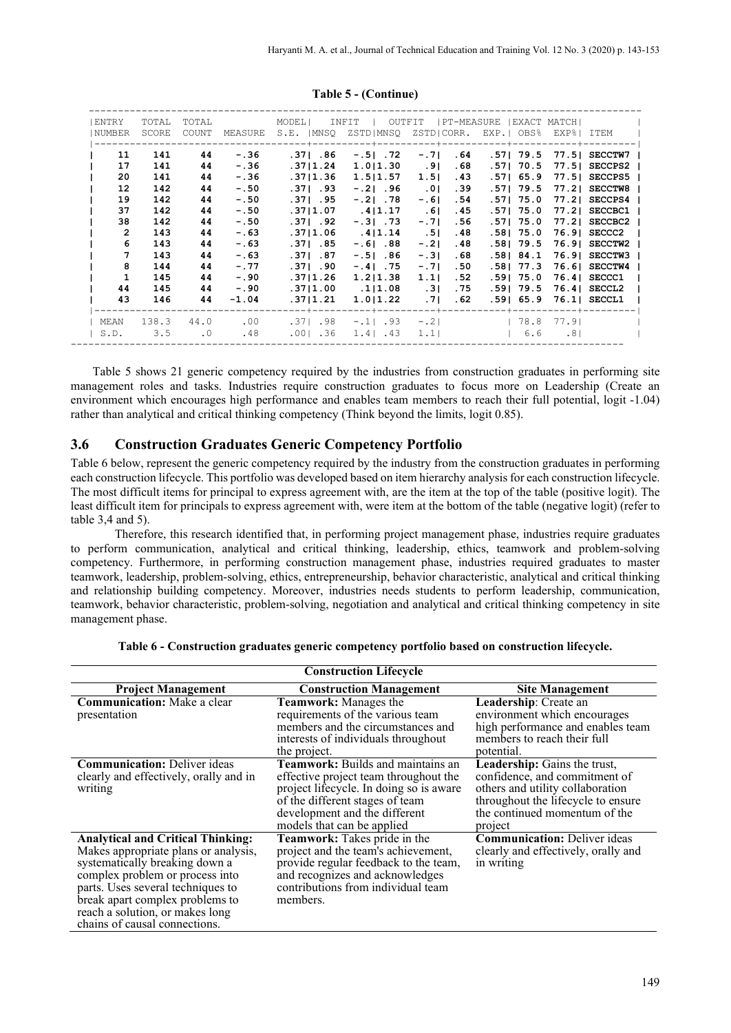**Table 5 - (Continue)**

| ENTRY NUMBER | TOTAL SCORE | TOTAL COUNT | MEASURE | MODEL S.E. | INFIT MNSQ | INFIT ZSTD | OUTFIT MNSQ | OUTFIT ZSTD | PT-MEASURE CORR. | PT-MEASURE EXP. | EXACT MATCH OBS% | EXACT MATCH EXP% | ITEM |
|---|---|---|---|---|---|---|---|---|---|---|---|---|---|
| 11 | 141 | 44 | -.36 | .37 | .86 | -.5 | .72 | -.7 | .64 | .57 | 79.5 | 77.5 | SECCTW7 |
| 17 | 141 | 44 | -.36 | .37 | 1.24 | 1.0 | 1.30 | .9 | .68 | .57 | 70.5 | 77.5 | SECCPS2 |
| 20 | 141 | 44 | -.36 | .37 | 1.36 | 1.5 | 1.57 | 1.5 | .43 | .57 | 65.9 | 77.5 | SECCPS5 |
| 12 | 142 | 44 | -.50 | .37 | .93 | -.2 | .96 | .0 | .39 | .57 | 79.5 | 77.2 | SECCTW8 |
| 19 | 142 | 44 | -.50 | .37 | .95 | -.2 | .78 | -.6 | .54 | .57 | 75.0 | 77.2 | SECCPS4 |
| 37 | 142 | 44 | -.50 | .37 | 1.07 | .4 | 1.17 | .6 | .45 | .57 | 75.0 | 77.2 | SECCBC1 |
| 38 | 142 | 44 | -.50 | .37 | .92 | -.3 | .73 | -.7 | .56 | .57 | 75.0 | 77.2 | SECCBC2 |
| 2 | 143 | 44 | -.63 | .37 | 1.06 | .4 | 1.14 | .5 | .48 | .58 | 75.0 | 76.9 | SECCC2 |
| 6 | 143 | 44 | -.63 | .37 | .85 | -.6 | .88 | -.2 | .48 | .58 | 79.5 | 76.9 | SECCTW2 |
| 7 | 143 | 44 | -.63 | .37 | .87 | -.5 | .86 | -.3 | .68 | .58 | 84.1 | 76.9 | SECCTW3 |
| 8 | 144 | 44 | -.77 | .37 | .90 | -.4 | .75 | -.7 | .50 | .58 | 77.3 | 76.6 | SECCTW4 |
| 1 | 145 | 44 | -.90 | .37 | 1.26 | 1.2 | 1.38 | 1.1 | .52 | .59 | 75.0 | 76.4 | SECCC1 |
| 44 | 145 | 44 | -.90 | .37 | 1.00 | .1 | 1.08 | .3 | .75 | .59 | 79.5 | 76.4 | SECCL2 |
| 43 | 146 | 44 | -1.04 | .37 | 1.21 | 1.0 | 1.22 | .7 | .62 | .59 | 65.9 | 76.1 | SECCL1 |
| MEAN | 138.3 | 44.0 | .00 | .37 | .98 | -.1 | .93 | -.2 | | | 78.8 | 77.9 | |
| S.D. | 3.5 | .0 | .48 | .00 | .36 | 1.4 | .43 | 1.1 | | | 6.6 | .8 | |

Table 5 shows 21 generic competency required by the industries from construction graduates in performing site management roles and tasks. Industries require construction graduates to focus more on Leadership (Create an environment which encourages high performance and enables team members to reach their full potential, logit -1.04) rather than analytical and critical thinking competency (Think beyond the limits, logit 0.85).

## 3.6 Construction Graduates Generic Competency Portfolio

Table 6 below, represent the generic competency required by the industry from the construction graduates in performing each construction lifecycle. This portfolio was developed based on item hierarchy analysis for each construction lifecycle. The most difficult items for principal to express agreement with, are the item at the top of the table (positive logit). The least difficult item for principals to express agreement with, were item at the bottom of the table (negative logit) (refer to table 3,4 and 5).

Therefore, this research identified that, in performing project management phase, industries require graduates to perform communication, analytical and critical thinking, leadership, ethics, teamwork and problem-solving competency. Furthermore, in performing construction management phase, industries required graduates to master teamwork, leadership, problem-solving, ethics, entrepreneurship, behavior characteristic, analytical and critical thinking and relationship building competency. Moreover, industries needs students to perform leadership, communication, teamwork, behavior characteristic, problem-solving, negotiation and analytical and critical thinking competency in site management phase.

**Table 6 - Construction graduates generic competency portfolio based on construction lifecycle.**

| Construction Lifecycle | | |
|---|---|---|
| **Project Management** | **Construction Management** | **Site Management** |
| **Communication:** Make a clear presentation | **Teamwork:** Manages the requirements of the various team members and the circumstances and interests of individuals throughout the project. | **Leadership**: Create an environment which encourages high performance and enables team members to reach their full potential. |
| **Communication:** Deliver ideas clearly and effectively, orally and in writing | **Teamwork:** Builds and maintains an effective project team throughout the project lifecycle. In doing so is aware of the different stages of team development and the different models that can be applied | **Leadership:** Gains the trust, confidence, and commitment of others and utility collaboration throughout the lifecycle to ensure the continued momentum of the project |
| **Analytical and Critical Thinking:** Makes appropriate plans or analysis, systematically breaking down a complex problem or process into parts. Uses several techniques to break apart complex problems to reach a solution, or makes long chains of causal connections. | **Teamwork:** Takes pride in the project and the team's achievement, provide regular feedback to the team, and recognizes and acknowledges contributions from individual team members. | **Communication:** Deliver ideas clearly and effectively, orally and in writing |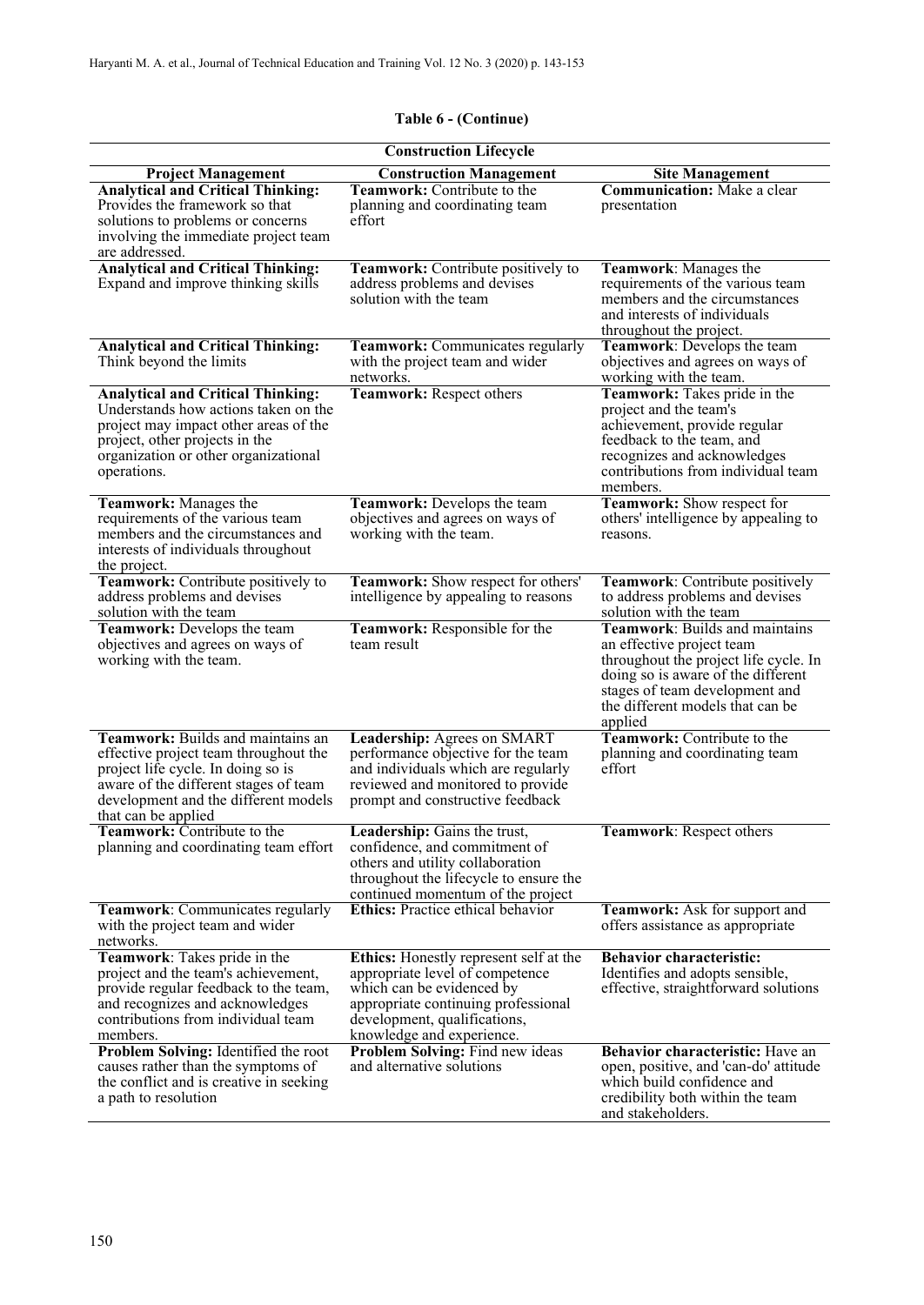**Table 6 - (Continue)**

| Construction Lifecycle | | |
|---|---|---|
| **Project Management** | **Construction Management** | **Site Management** |
| **Analytical and Critical Thinking:** Provides the framework so that solutions to problems or concerns involving the immediate project team are addressed. | **Teamwork:** Contribute to the planning and coordinating team effort | **Communication:** Make a clear presentation |
| **Analytical and Critical Thinking:** Expand and improve thinking skills | **Teamwork:** Contribute positively to address problems and devises solution with the team | **Teamwork**: Manages the requirements of the various team members and the circumstances and interests of individuals throughout the project. |
| **Analytical and Critical Thinking:** Think beyond the limits | **Teamwork:** Communicates regularly with the project team and wider networks. | **Teamwork**: Develops the team objectives and agrees on ways of working with the team. |
| **Analytical and Critical Thinking:** Understands how actions taken on the project may impact other areas of the project, other projects in the organization or other organizational operations. | **Teamwork:** Respect others | **Teamwork:** Takes pride in the project and the team's achievement, provide regular feedback to the team, and recognizes and acknowledges contributions from individual team members. |
| **Teamwork:** Manages the requirements of the various team members and the circumstances and interests of individuals throughout the project. | **Teamwork:** Develops the team objectives and agrees on ways of working with the team. | **Teamwork:** Show respect for others' intelligence by appealing to reasons. |
| **Teamwork:** Contribute positively to address problems and devises solution with the team | **Teamwork:** Show respect for others' intelligence by appealing to reasons | **Teamwork**: Contribute positively to address problems and devises solution with the team |
| **Teamwork:** Develops the team objectives and agrees on ways of working with the team. | **Teamwork:** Responsible for the team result | **Teamwork**: Builds and maintains an effective project team throughout the project life cycle. In doing so is aware of the different stages of team development and the different models that can be applied |
| **Teamwork:** Builds and maintains an effective project team throughout the project life cycle. In doing so is aware of the different stages of team development and the different models that can be applied | **Leadership:** Agrees on SMART performance objective for the team and individuals which are regularly reviewed and monitored to provide prompt and constructive feedback | **Teamwork:** Contribute to the planning and coordinating team effort |
| **Teamwork:** Contribute to the planning and coordinating team effort | **Leadership:** Gains the trust, confidence, and commitment of others and utility collaboration throughout the lifecycle to ensure the continued momentum of the project | **Teamwork**: Respect others |
| **Teamwork**: Communicates regularly with the project team and wider networks. | **Ethics:** Practice ethical behavior | **Teamwork:** Ask for support and offers assistance as appropriate |
| **Teamwork**: Takes pride in the project and the team's achievement, provide regular feedback to the team, and recognizes and acknowledges contributions from individual team members. | **Ethics:** Honestly represent self at the appropriate level of competence which can be evidenced by appropriate continuing professional development, qualifications, knowledge and experience. | **Behavior characteristic:** Identifies and adopts sensible, effective, straightforward solutions |
| **Problem Solving:** Identified the root causes rather than the symptoms of the conflict and is creative in seeking a path to resolution | **Problem Solving:** Find new ideas and alternative solutions | **Behavior characteristic:** Have an open, positive, and 'can-do' attitude which build confidence and credibility both within the team and stakeholders. |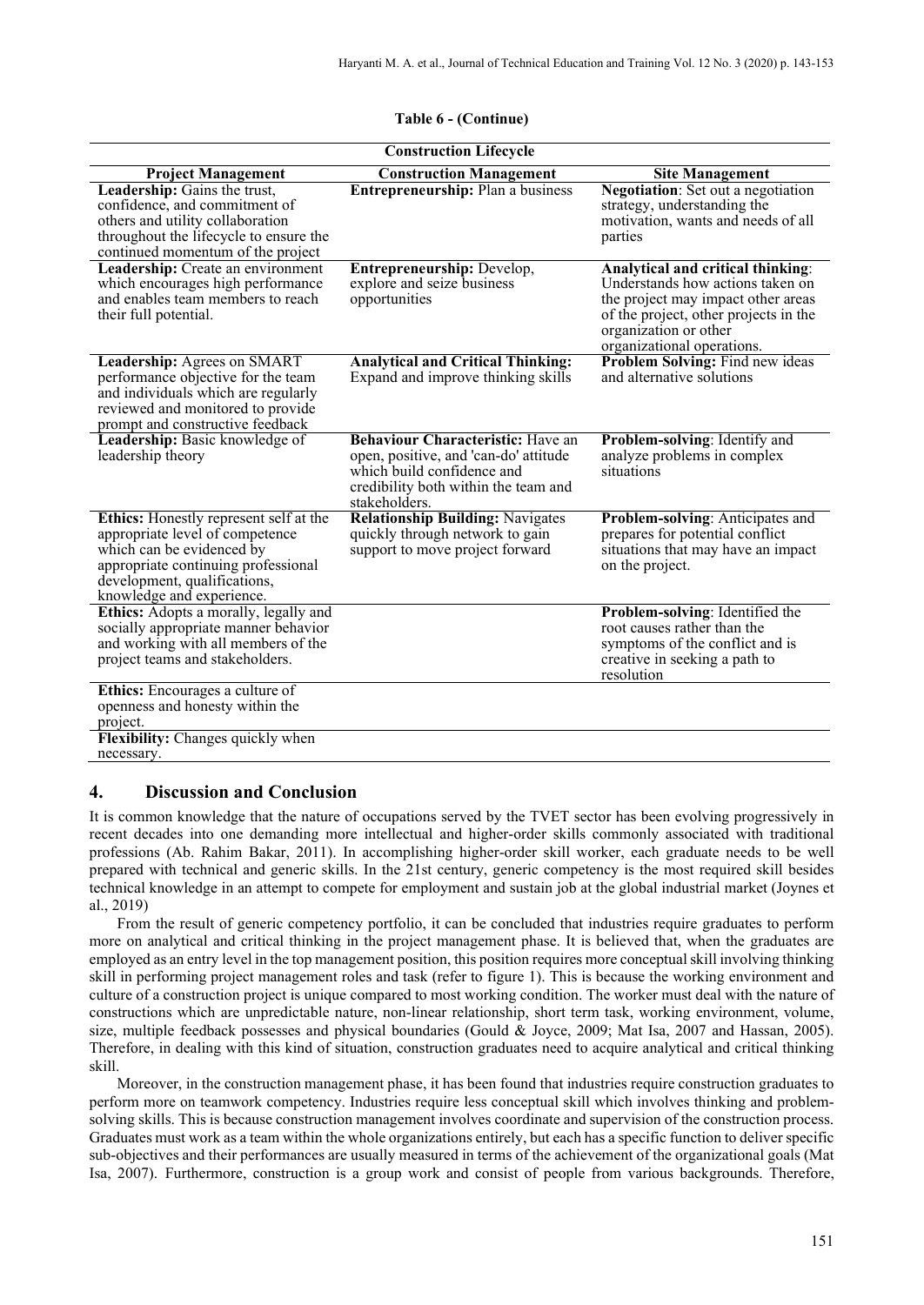**Table 6 - (Continue)**

| Construction Lifecycle | | |
|---|---|---|
| **Project Management** | **Construction Management** | **Site Management** |
| **Leadership:** Gains the trust, confidence, and commitment of others and utility collaboration throughout the lifecycle to ensure the continued momentum of the project | **Entrepreneurship:** Plan a business | **Negotiation**: Set out a negotiation strategy, understanding the motivation, wants and needs of all parties |
| **Leadership:** Create an environment which encourages high performance and enables team members to reach their full potential. | **Entrepreneurship:** Develop, explore and seize business opportunities | **Analytical and critical thinking**: Understands how actions taken on the project may impact other areas of the project, other projects in the organization or other organizational operations. |
| **Leadership:** Agrees on SMART performance objective for the team and individuals which are regularly reviewed and monitored to provide prompt and constructive feedback | **Analytical and Critical Thinking:** Expand and improve thinking skills | **Problem Solving:** Find new ideas and alternative solutions |
| **Leadership:** Basic knowledge of leadership theory | **Behaviour Characteristic:** Have an open, positive, and 'can-do' attitude which build confidence and credibility both within the team and stakeholders. | **Problem-solving**: Identify and analyze problems in complex situations |
| **Ethics:** Honestly represent self at the appropriate level of competence which can be evidenced by appropriate continuing professional development, qualifications, knowledge and experience. | **Relationship Building:** Navigates quickly through network to gain support to move project forward | **Problem-solving**: Anticipates and prepares for potential conflict situations that may have an impact on the project. |
| **Ethics:** Adopts a morally, legally and socially appropriate manner behavior and working with all members of the project teams and stakeholders. | | **Problem-solving**: Identified the root causes rather than the symptoms of the conflict and is creative in seeking a path to resolution |
| **Ethics:** Encourages a culture of openness and honesty within the project. | | |
| **Flexibility:** Changes quickly when necessary. | | |

## 4. Discussion and Conclusion

It is common knowledge that the nature of occupations served by the TVET sector has been evolving progressively in recent decades into one demanding more intellectual and higher-order skills commonly associated with traditional professions (Ab. Rahim Bakar, 2011). In accomplishing higher-order skill worker, each graduate needs to be well prepared with technical and generic skills. In the 21st century, generic competency is the most required skill besides technical knowledge in an attempt to compete for employment and sustain job at the global industrial market (Joynes et al., 2019)

From the result of generic competency portfolio, it can be concluded that industries require graduates to perform more on analytical and critical thinking in the project management phase. It is believed that, when the graduates are employed as an entry level in the top management position, this position requires more conceptual skill involving thinking skill in performing project management roles and task (refer to figure 1). This is because the working environment and culture of a construction project is unique compared to most working condition. The worker must deal with the nature of constructions which are unpredictable nature, non-linear relationship, short term task, working environment, volume, size, multiple feedback possesses and physical boundaries (Gould & Joyce, 2009; Mat Isa, 2007 and Hassan, 2005). Therefore, in dealing with this kind of situation, construction graduates need to acquire analytical and critical thinking skill.

Moreover, in the construction management phase, it has been found that industries require construction graduates to perform more on teamwork competency. Industries require less conceptual skill which involves thinking and problem-solving skills. This is because construction management involves coordinate and supervision of the construction process. Graduates must work as a team within the whole organizations entirely, but each has a specific function to deliver specific sub-objectives and their performances are usually measured in terms of the achievement of the organizational goals (Mat Isa, 2007). Furthermore, construction is a group work and consist of people from various backgrounds. Therefore,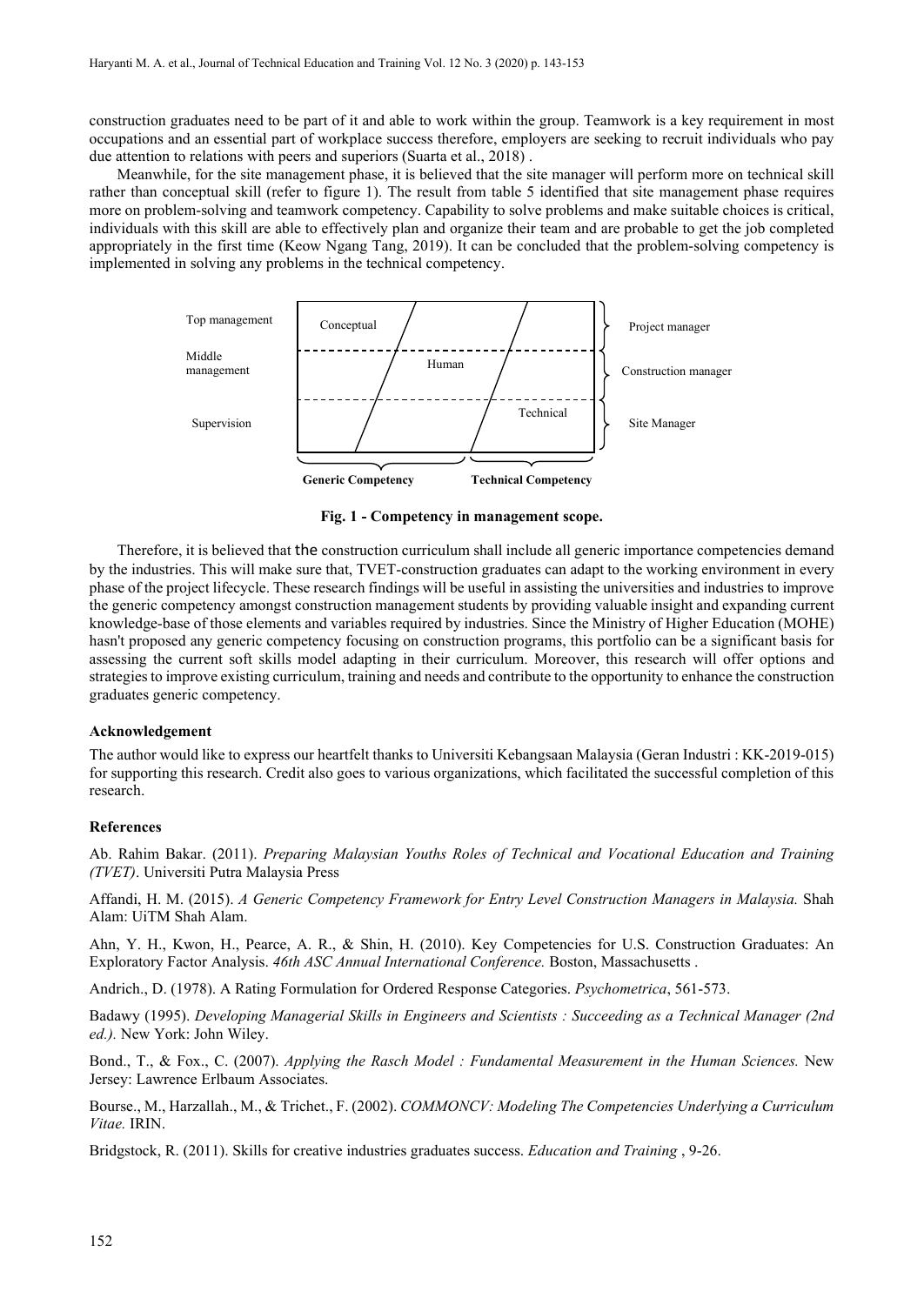construction graduates need to be part of it and able to work within the group. Teamwork is a key requirement in most occupations and an essential part of workplace success therefore, employers are seeking to recruit individuals who pay due attention to relations with peers and superiors (Suarta et al., 2018) .

Meanwhile, for the site management phase, it is believed that the site manager will perform more on technical skill rather than conceptual skill (refer to figure 1). The result from table 5 identified that site management phase requires more on problem-solving and teamwork competency. Capability to solve problems and make suitable choices is critical, individuals with this skill are able to effectively plan and organize their team and are probable to get the job completed appropriately in the first time (Keow Ngang Tang, 2019). It can be concluded that the problem-solving competency is implemented in solving any problems in the technical competency.

Top management
Middle management
Supervision
Conceptual
Human
Technical
Project manager
Construction manager
Site Manager
Generic Competency
Technical Competency

**Fig. 1 - Competency in management scope.**

Therefore, it is believed that the construction curriculum shall include all generic importance competencies demand by the industries. This will make sure that, TVET-construction graduates can adapt to the working environment in every phase of the project lifecycle. These research findings will be useful in assisting the universities and industries to improve the generic competency amongst construction management students by providing valuable insight and expanding current knowledge-base of those elements and variables required by industries. Since the Ministry of Higher Education (MOHE) hasn't proposed any generic competency focusing on construction programs, this portfolio can be a significant basis for assessing the current soft skills model adapting in their curriculum. Moreover, this research will offer options and strategies to improve existing curriculum, training and needs and contribute to the opportunity to enhance the construction graduates generic competency.

### Acknowledgement

The author would like to express our heartfelt thanks to Universiti Kebangsaan Malaysia (Geran Industri : KK-2019-015) for supporting this research. Credit also goes to various organizations, which facilitated the successful completion of this research.

### References

Ab. Rahim Bakar. (2011). *Preparing Malaysian Youths Roles of Technical and Vocational Education and Training (TVET)*. Universiti Putra Malaysia Press

Affandi, H. M. (2015). *A Generic Competency Framework for Entry Level Construction Managers in Malaysia.* Shah Alam: UiTM Shah Alam.

Ahn, Y. H., Kwon, H., Pearce, A. R., & Shin, H. (2010). Key Competencies for U.S. Construction Graduates: An Exploratory Factor Analysis. *46th ASC Annual International Conference.* Boston, Massachusetts .

Andrich., D. (1978). A Rating Formulation for Ordered Response Categories. *Psychometrica*, 561-573.

Badawy (1995). *Developing Managerial Skills in Engineers and Scientists : Succeeding as a Technical Manager (2nd ed.).* New York: John Wiley.

Bond., T., & Fox., C. (2007). *Applying the Rasch Model : Fundamental Measurement in the Human Sciences.* New Jersey: Lawrence Erlbaum Associates.

Bourse., M., Harzallah., M., & Trichet., F. (2002). *COMMONCV: Modeling The Competencies Underlying a Curriculum Vitae.* IRIN.

Bridgstock, R. (2011). Skills for creative industries graduates success. *Education and Training* , 9-26.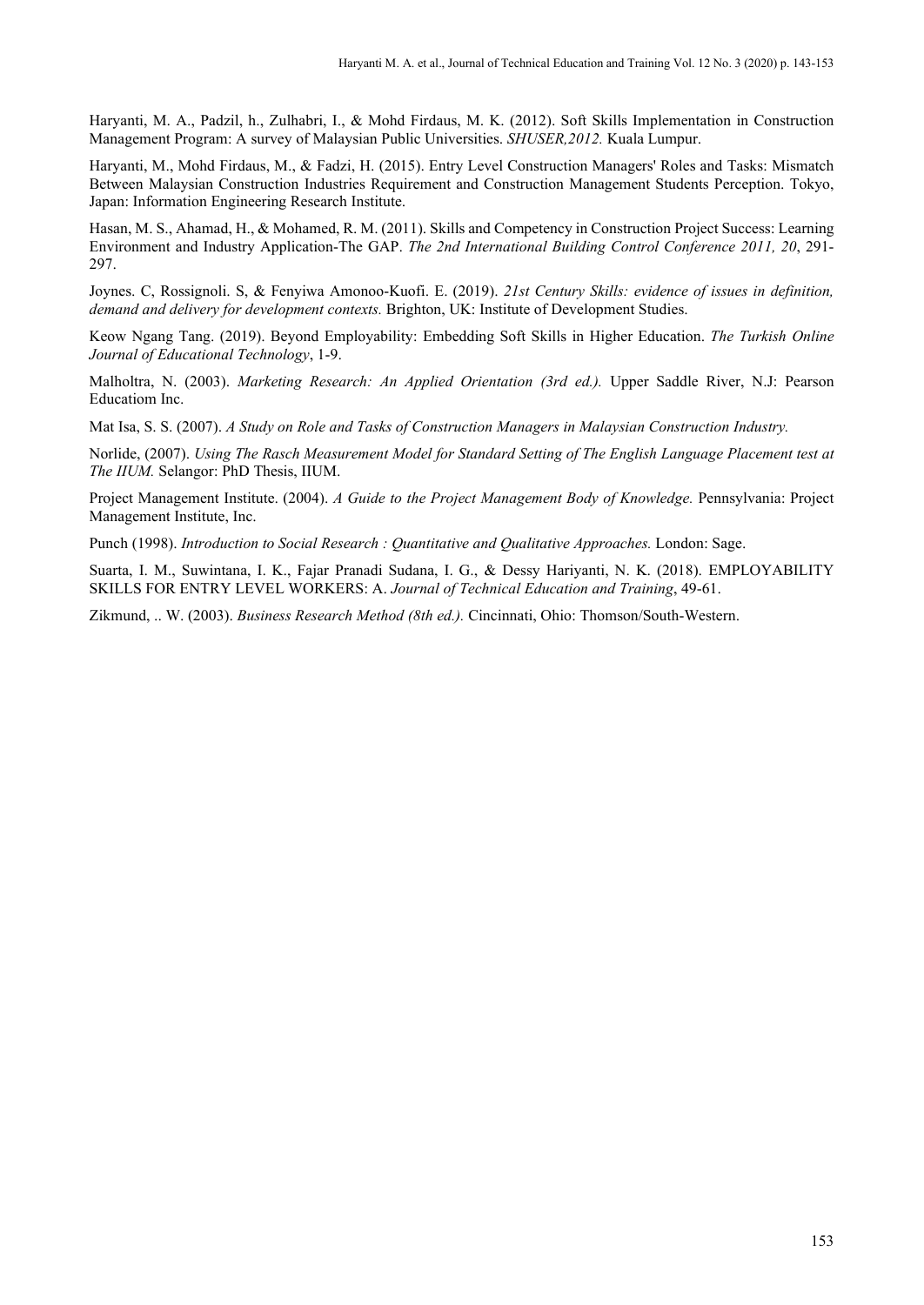Haryanti, M. A., Padzil, h., Zulhabri, I., & Mohd Firdaus, M. K. (2012). Soft Skills Implementation in Construction Management Program: A survey of Malaysian Public Universities. *SHUSER,2012.* Kuala Lumpur.

Haryanti, M., Mohd Firdaus, M., & Fadzi, H. (2015). Entry Level Construction Managers' Roles and Tasks: Mismatch Between Malaysian Construction Industries Requirement and Construction Management Students Perception. Tokyo, Japan: Information Engineering Research Institute.

Hasan, M. S., Ahamad, H., & Mohamed, R. M. (2011). Skills and Competency in Construction Project Success: Learning Environment and Industry Application-The GAP. *The 2nd International Building Control Conference 2011, 20*, 291-297.

Joynes. C, Rossignoli. S, & Fenyiwa Amonoo-Kuofi. E. (2019). *21st Century Skills: evidence of issues in definition, demand and delivery for development contexts.* Brighton, UK: Institute of Development Studies.

Keow Ngang Tang. (2019). Beyond Employability: Embedding Soft Skills in Higher Education. *The Turkish Online Journal of Educational Technology*, 1-9.

Malholtra, N. (2003). *Marketing Research: An Applied Orientation (3rd ed.).* Upper Saddle River, N.J: Pearson Educatiom Inc.

Mat Isa, S. S. (2007). *A Study on Role and Tasks of Construction Managers in Malaysian Construction Industry.*

Norlide, (2007). *Using The Rasch Measurement Model for Standard Setting of The English Language Placement test at The IIUM.* Selangor: PhD Thesis, IIUM.

Project Management Institute. (2004). *A Guide to the Project Management Body of Knowledge.* Pennsylvania: Project Management Institute, Inc.

Punch (1998). *Introduction to Social Research : Quantitative and Qualitative Approaches.* London: Sage.

Suarta, I. M., Suwintana, I. K., Fajar Pranadi Sudana, I. G., & Dessy Hariyanti, N. K. (2018). EMPLOYABILITY SKILLS FOR ENTRY LEVEL WORKERS: A. *Journal of Technical Education and Training*, 49-61.

Zikmund, .. W. (2003). *Business Research Method (8th ed.).* Cincinnati, Ohio: Thomson/South-Western.